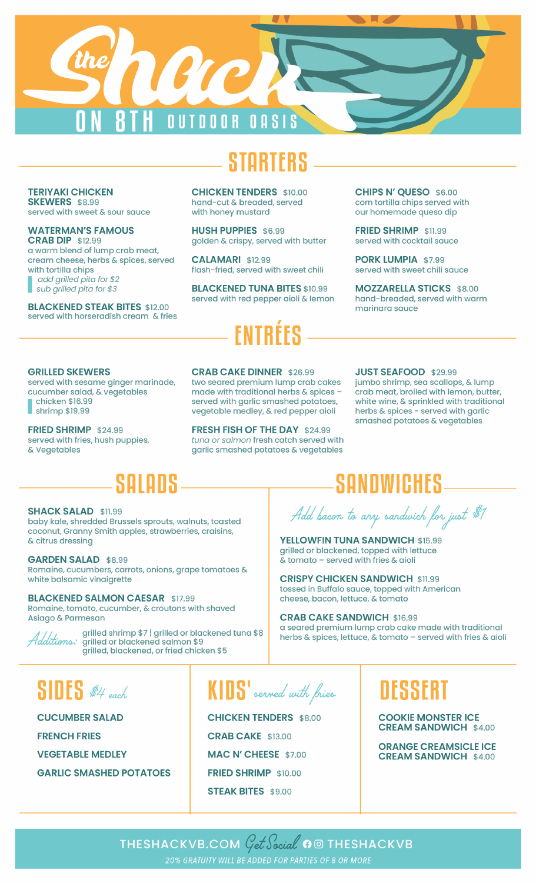# the Shack ON 8TH OUTDOOR OASIS

## STARTERS

**TERIYAKI CHICKEN SKEWERS** $8.99
served with sweet & sour sauce

**WATERMAN'S FAMOUS CRAB DIP** $12.99
a warm blend of lump crab meat, cream cheese, herbs & spices, served with tortilla chips
*add grilled pita for $2*
*sub grilled pita for $3*

**BLACKENED STEAK BITES** $12.00
served with horseradish cream & fries

**CHICKEN TENDERS** $10.00
hand-cut & breaded, served with honey mustard

**HUSH PUPPIES** $6.99
golden & crispy, served with butter

**CALAMARI** $12.99
flash-fried, served with sweet chili

**BLACKENED TUNA BITES** $10.99
served with red pepper aioli & lemon

**CHIPS N' QUESO** $6.00
corn tortilla chips served with our homemade queso dip

**FRIED SHRIMP** $11.99
served with cocktail sauce

**PORK LUMPIA** $7.99
served with sweet chili sauce

**MOZZARELLA STICKS** $8.00
hand-breaded, served with warm marinara sauce

## ENTRÉES

**GRILLED SKEWERS**
served with sesame ginger marinade, cucumber salad, & vegetables
chicken $16.99
shrimp $19.99

**FRIED SHRIMP** $24.99
served with fries, hush puppies, & Vegetables

**CRAB CAKE DINNER** $26.99
two seared premium lump crab cakes made with traditional herbs & spices – served with garlic smashed potatoes, vegetable medley, & red pepper aioli

**FRESH FISH OF THE DAY** $24.99
*tuna or salmon* fresh catch served with garlic smashed potatoes & vegetables

**JUST SEAFOOD** $29.99
jumbo shrimp, sea scallops, & lump crab meat, broiled with lemon, butter, white wine, & sprinkled with traditional herbs & spices - served with garlic smashed potatoes & vegetables

## SALADS

**SHACK SALAD** $11.99
baby kale, shredded Brussels sprouts, walnuts, toasted coconut, Granny Smith apples, strawberries, craisins, & citrus dressing

**GARDEN SALAD** $8.99
Romaine, cucumbers, carrots, onions, grape tomatoes & white balsamic vinaigrette

**BLACKENED SALMON CAESAR** $17.99
Romaine, tomato, cucumber, & croutons with shaved Asiago & Parmesan

*Additions:*
grilled shrimp $7 | grilled or blackened tuna $8
grilled or blackened salmon $9
grilled, blackened, or fried chicken $5

## SANDWICHES

*Add bacon to any sandwich for just $1*

**YELLOWFIN TUNA SANDWICH** $15.99
grilled or blackened, topped with lettuce & tomato – served with fries & aioli

**CRISPY CHICKEN SANDWICH** $11.99
tossed in Buffalo sauce, topped with American cheese, bacon, lettuce, & tomato

**CRAB CAKE SANDWICH** $16.99
a seared premium lump crab cake made with traditional herbs & spices, lettuce, & tomato – served with fries & aioli

## SIDES *$4 each*

- **CUCUMBER SALAD**
- **FRENCH FRIES**
- **VEGETABLE MEDLEY**
- **GARLIC SMASHED POTATOES**

## KIDS' *served with fries*

- **CHICKEN TENDERS** $8.00
- **CRAB CAKE** $13.00
- **MAC N' CHEESE** $7.00
- **FRIED SHRIMP** $10.00
- **STEAK BITES** $9.00

## DESSERT

**COOKIE MONSTER ICE CREAM SANDWICH** $4.00

**ORANGE CREAMSICLE ICE CREAM SANDWICH** $4.00

THESHACKVB.COM *Get Social* THESHACKVB

*20% GRATUITY WILL BE ADDED FOR PARTIES OF 8 OR MORE*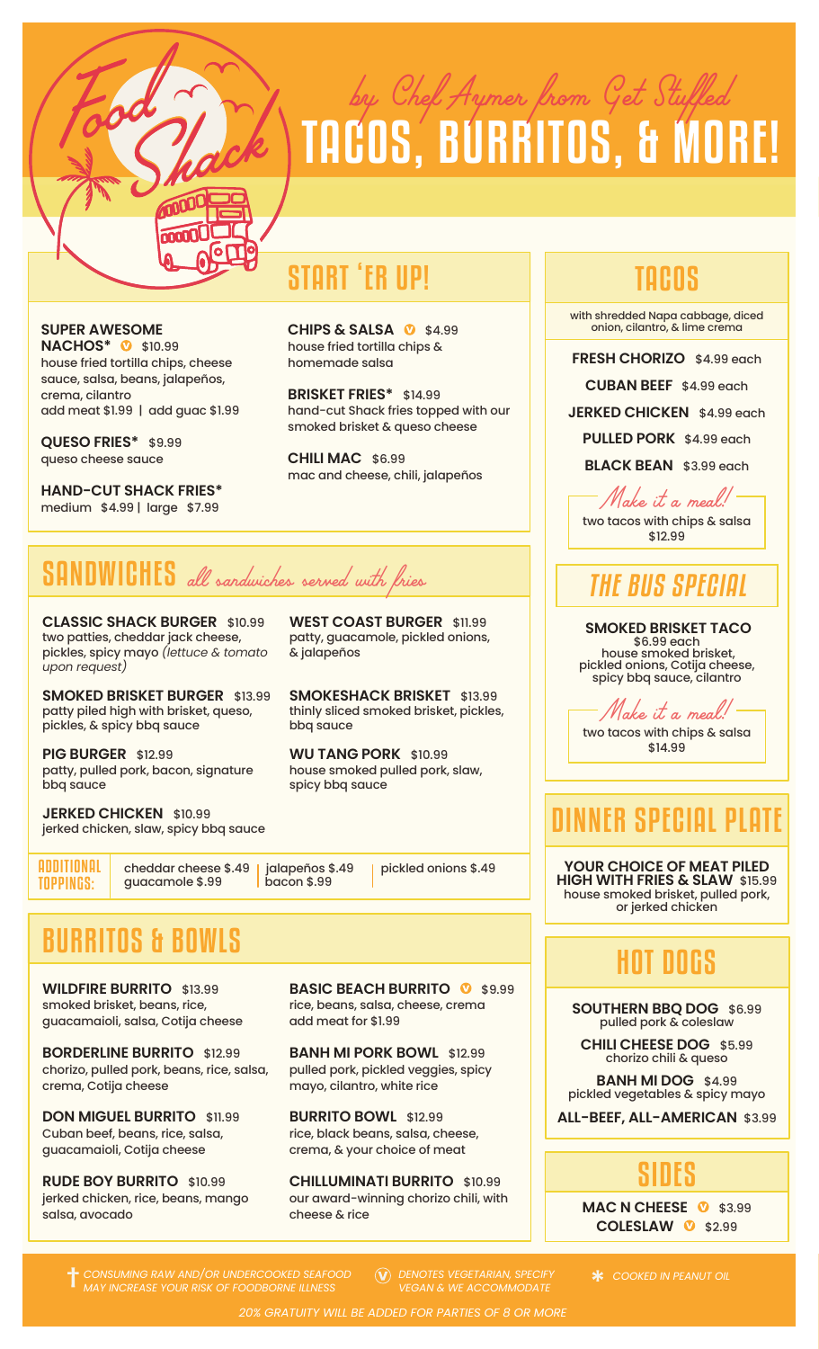Food Shack

by Chef Aymer from Get Stuffed

# TACOS, BURRITOS, & MORE!

## START 'ER UP!

**SUPER AWESOME NACHOS*** (V) $10.99
house fried tortilla chips, cheese sauce, salsa, beans, jalapeños, crema, cilantro
add meat $1.99 | add guac $1.99

**QUESO FRIES*** $9.99
queso cheese sauce

**HAND-CUT SHACK FRIES***
medium $4.99 | large $7.99

**CHIPS & SALSA** (V) $4.99
house fried tortilla chips & homemade salsa

**BRISKET FRIES*** $14.99
hand-cut Shack fries topped with our smoked brisket & queso cheese

**CHILI MAC** $6.99
mac and cheese, chili, jalapeños

## SANDWICHES *all sandwiches served with fries*

**CLASSIC SHACK BURGER** $10.99
two patties, cheddar jack cheese, pickles, spicy mayo *(lettuce & tomato upon request)*

**SMOKED BRISKET BURGER** $13.99
patty piled high with brisket, queso, pickles, & spicy bbq sauce

**PIG BURGER** $12.99
patty, pulled pork, bacon, signature bbq sauce

**JERKED CHICKEN** $10.99
jerked chicken, slaw, spicy bbq sauce

**WEST COAST BURGER** $11.99
patty, guacamole, pickled onions, & jalapeños

**SMOKESHACK BRISKET** $13.99
thinly sliced smoked brisket, pickles, bbq sauce

**WU TANG PORK** $10.99
house smoked pulled pork, slaw, spicy bbq sauce

**ADDITIONAL TOPPINGS:** cheddar cheese $.49 | guacamole $.99 | jalapeños $.49 | bacon $.99 | pickled onions $.49

## BURRITOS & BOWLS

**WILDFIRE BURRITO** $13.99
smoked brisket, beans, rice, guacamaioli, salsa, Cotija cheese

**BORDERLINE BURRITO** $12.99
chorizo, pulled pork, beans, rice, salsa, crema, Cotija cheese

**DON MIGUEL BURRITO** $11.99
Cuban beef, beans, rice, salsa, guacamaioli, Cotija cheese

**RUDE BOY BURRITO** $10.99
jerked chicken, rice, beans, mango salsa, avocado

**BASIC BEACH BURRITO** (V) $9.99
rice, beans, salsa, cheese, crema
add meat for $1.99

**BANH MI PORK BOWL** $12.99
pulled pork, pickled veggies, spicy mayo, cilantro, white rice

**BURRITO BOWL** $12.99
rice, black beans, salsa, cheese, crema, & your choice of meat

**CHILLUMINATI BURRITO** $10.99
our award-winning chorizo chili, with cheese & rice

## TACOS

with shredded Napa cabbage, diced onion, cilantro, & lime crema

**FRESH CHORIZO** $4.99 each

**CUBAN BEEF** $4.99 each

**JERKED CHICKEN** $4.99 each

**PULLED PORK** $4.99 each

**BLACK BEAN** $3.99 each

*Make it a meal!*
two tacos with chips & salsa
$12.99

## THE BUS SPECIAL

**SMOKED BRISKET TACO**
$6.99 each
house smoked brisket, pickled onions, Cotija cheese, spicy bbq sauce, cilantro

*Make it a meal!*
two tacos with chips & salsa
$14.99

## DINNER SPECIAL PLATE

**YOUR CHOICE OF MEAT PILED HIGH WITH FRIES & SLAW** $15.99
house smoked brisket, pulled pork, or jerked chicken

## HOT DOGS

**SOUTHERN BBQ DOG** $6.99
pulled pork & coleslaw

**CHILI CHEESE DOG** $5.99
chorizo chili & queso

**BANH MI DOG** $4.99
pickled vegetables & spicy mayo

**ALL-BEEF, ALL-AMERICAN** $3.99

## SIDES

**MAC N CHEESE** (V) $3.99

**COLESLAW** (V) $2.99

† *CONSUMING RAW AND/OR UNDERCOOKED SEAFOOD MAY INCREASE YOUR RISK OF FOODBORNE ILLNESS*

(V) *DENOTES VEGETARIAN, SPECIFY VEGAN & WE ACCOMMODATE*

* *COOKED IN PEANUT OIL*

*20% GRATUITY WILL BE ADDED FOR PARTIES OF 8 OR MORE*